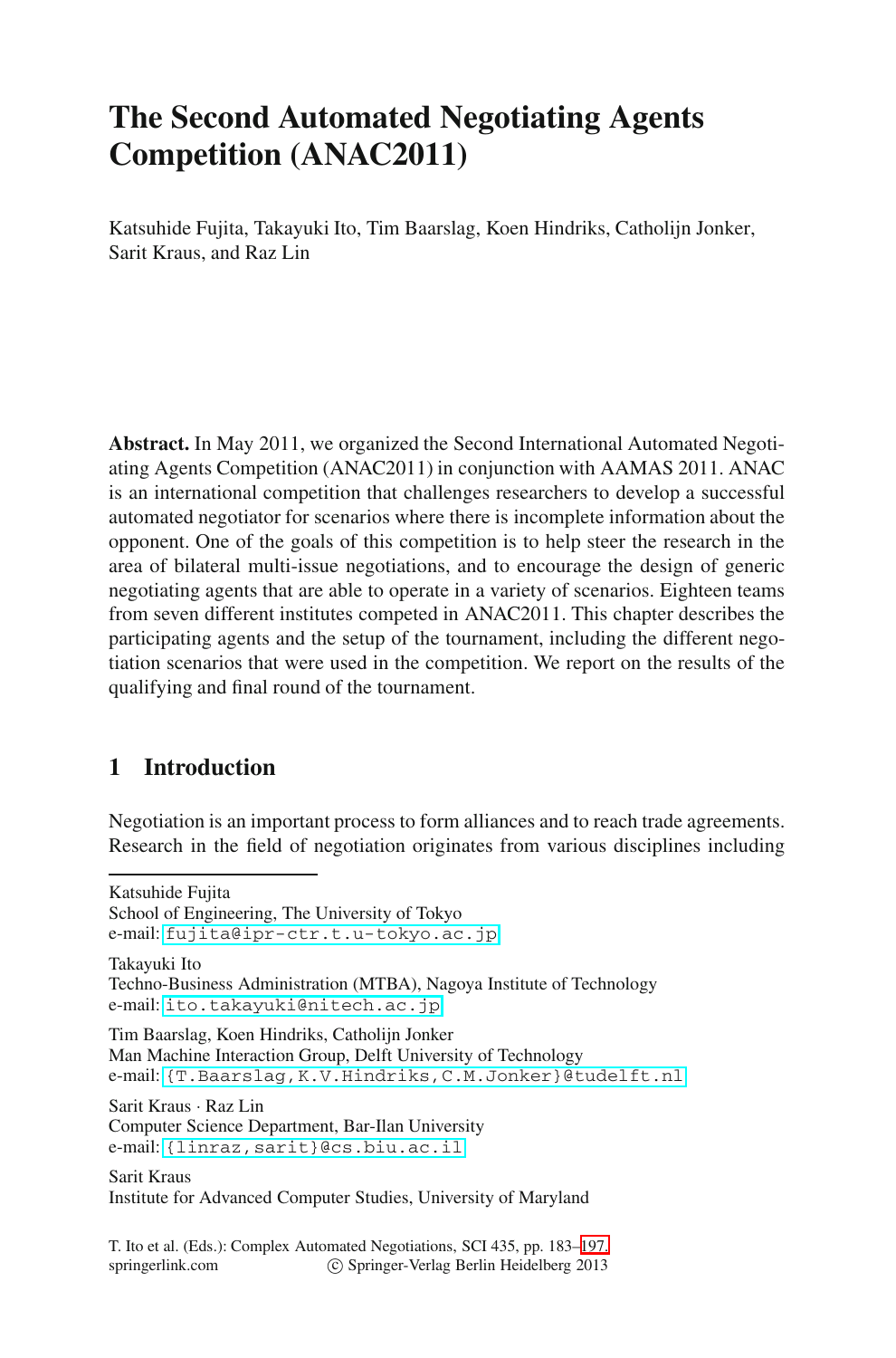# The Second Automated Negotiating Agents Competition (ANAC2011)

Katsuhide Fujita, Takayuki Ito, Tim Baarslag, Koen Hindriks, Catholijn Jonker, Sarit Kraus, and Raz Lin

**Abstract.** In May 2011, we organized the Second International Automated Negotiating Agents Competition (ANAC2011) in conjunction with AAMAS 2011. ANAC is an international competition that challenges researchers to develop a successful automated negotiator for scenarios where there is incomplete information about the opponent. One of the goals of this competition is to help steer the research in the area of bilateral multi-issue negotiations, and to encourage the design of generic negotiating agents that are able to operate in a variety of scenarios. Eighteen teams from seven different institutes competed in ANAC2011. This chapter describes the participating agents and the setup of the tournament, including the different negotiation scenarios that were used in the competition. We report on the results of the qualifying and final round of the tournament.

## 1 Introduction

Negotiation is an important process to form alliances and to reach trade agreements. Research in the field of negotiation originates from various disciplines including

---

Katsuhide Fujita
School of Engineering, The University of Tokyo
e-mail: fujita@ipr-ctr.t.u-tokyo.ac.jp

Takayuki Ito
Techno-Business Administration (MTBA), Nagoya Institute of Technology
e-mail: ito.takayuki@nitech.ac.jp

Tim Baarslag, Koen Hindriks, Catholijn Jonker
Man Machine Interaction Group, Delft University of Technology
e-mail: {T.Baarslag,K.V.Hindriks,C.M.Jonker}@tudelft.nl

Sarit Kraus · Raz Lin
Computer Science Department, Bar-Ilan University
e-mail: {linraz,sarit}@cs.biu.ac.il

Sarit Kraus
Institute for Advanced Computer Studies, University of Maryland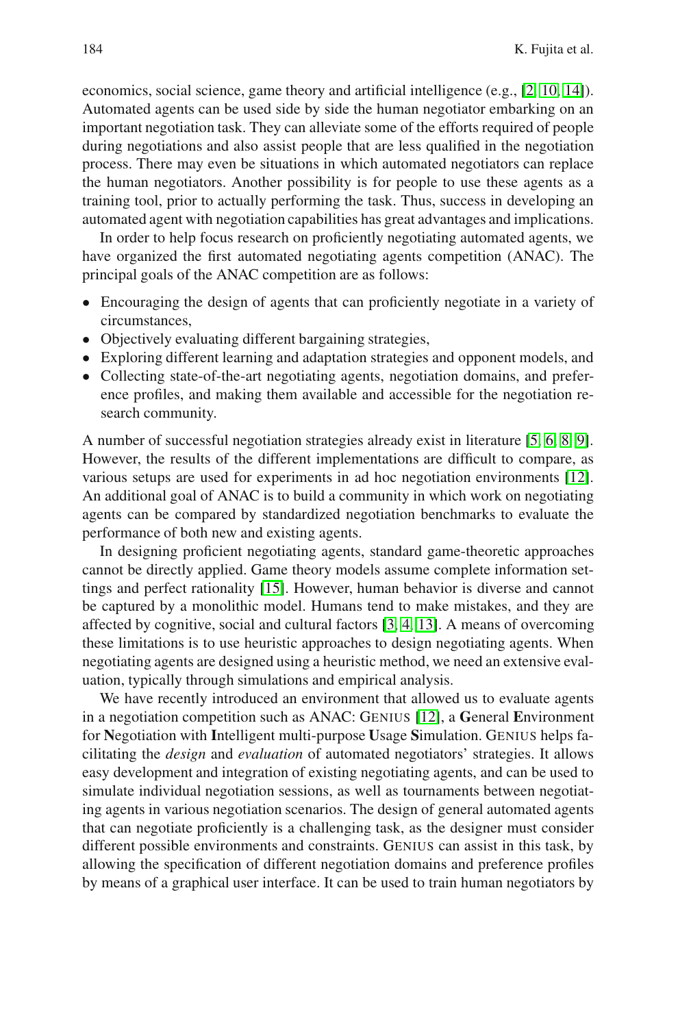economics, social science, game theory and artificial intelligence (e.g., [2, 10, 14]). Automated agents can be used side by side the human negotiator embarking on an important negotiation task. They can alleviate some of the efforts required of people during negotiations and also assist people that are less qualified in the negotiation process. There may even be situations in which automated negotiators can replace the human negotiators. Another possibility is for people to use these agents as a training tool, prior to actually performing the task. Thus, success in developing an automated agent with negotiation capabilities has great advantages and implications.

In order to help focus research on proficiently negotiating automated agents, we have organized the first automated negotiating agents competition (ANAC). The principal goals of the ANAC competition are as follows:

- Encouraging the design of agents that can proficiently negotiate in a variety of circumstances,
- Objectively evaluating different bargaining strategies,
- Exploring different learning and adaptation strategies and opponent models, and
- Collecting state-of-the-art negotiating agents, negotiation domains, and preference profiles, and making them available and accessible for the negotiation research community.

A number of successful negotiation strategies already exist in literature [5, 6, 8, 9]. However, the results of the different implementations are difficult to compare, as various setups are used for experiments in ad hoc negotiation environments [12]. An additional goal of ANAC is to build a community in which work on negotiating agents can be compared by standardized negotiation benchmarks to evaluate the performance of both new and existing agents.

In designing proficient negotiating agents, standard game-theoretic approaches cannot be directly applied. Game theory models assume complete information settings and perfect rationality [15]. However, human behavior is diverse and cannot be captured by a monolithic model. Humans tend to make mistakes, and they are affected by cognitive, social and cultural factors [3, 4, 13]. A means of overcoming these limitations is to use heuristic approaches to design negotiating agents. When negotiating agents are designed using a heuristic method, we need an extensive evaluation, typically through simulations and empirical analysis.

We have recently introduced an environment that allowed us to evaluate agents in a negotiation competition such as ANAC: GENIUS [12], a **G**eneral **E**nvironment for **N**egotiation with **I**ntelligent multi-purpose **U**sage **S**imulation. GENIUS helps facilitating the *design* and *evaluation* of automated negotiators' strategies. It allows easy development and integration of existing negotiating agents, and can be used to simulate individual negotiation sessions, as well as tournaments between negotiating agents in various negotiation scenarios. The design of general automated agents that can negotiate proficiently is a challenging task, as the designer must consider different possible environments and constraints. GENIUS can assist in this task, by allowing the specification of different negotiation domains and preference profiles by means of a graphical user interface. It can be used to train human negotiators by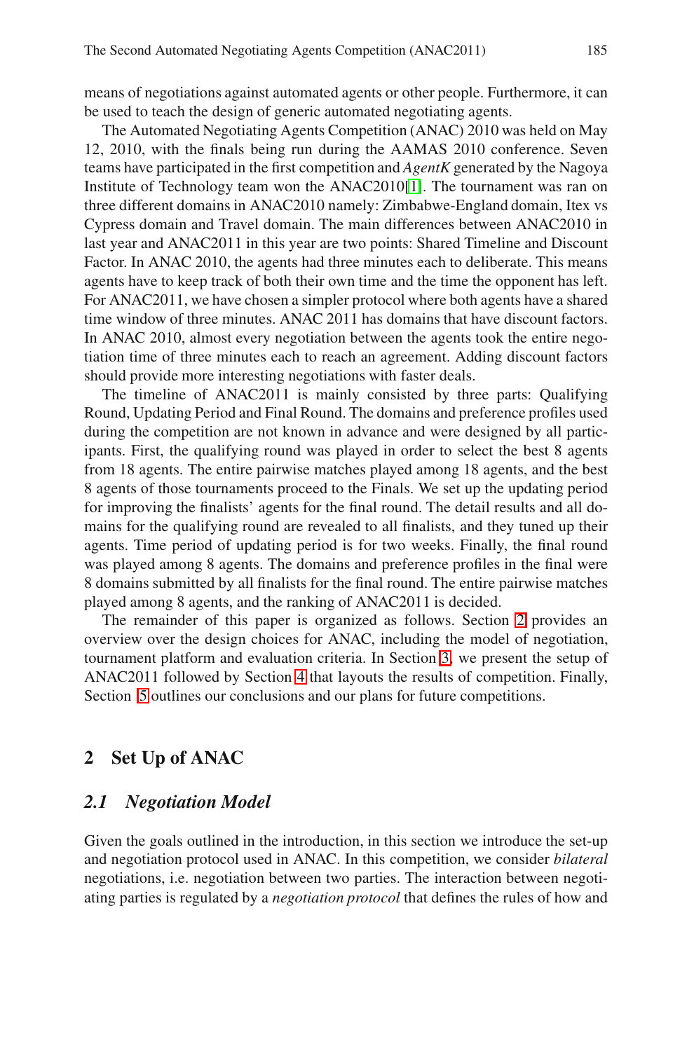means of negotiations against automated agents or other people. Furthermore, it can be used to teach the design of generic automated negotiating agents.

The Automated Negotiating Agents Competition (ANAC) 2010 was held on May 12, 2010, with the finals being run during the AAMAS 2010 conference. Seven teams have participated in the first competition and *AgentK* generated by the Nagoya Institute of Technology team won the ANAC2010[1]. The tournament was ran on three different domains in ANAC2010 namely: Zimbabwe-England domain, Itex vs Cypress domain and Travel domain. The main differences between ANAC2010 in last year and ANAC2011 in this year are two points: Shared Timeline and Discount Factor. In ANAC 2010, the agents had three minutes each to deliberate. This means agents have to keep track of both their own time and the time the opponent has left. For ANAC2011, we have chosen a simpler protocol where both agents have a shared time window of three minutes. ANAC 2011 has domains that have discount factors. In ANAC 2010, almost every negotiation between the agents took the entire negotiation time of three minutes each to reach an agreement. Adding discount factors should provide more interesting negotiations with faster deals.

The timeline of ANAC2011 is mainly consisted by three parts: Qualifying Round, Updating Period and Final Round. The domains and preference profiles used during the competition are not known in advance and were designed by all participants. First, the qualifying round was played in order to select the best 8 agents from 18 agents. The entire pairwise matches played among 18 agents, and the best 8 agents of those tournaments proceed to the Finals. We set up the updating period for improving the finalists' agents for the final round. The detail results and all domains for the qualifying round are revealed to all finalists, and they tuned up their agents. Time period of updating period is for two weeks. Finally, the final round was played among 8 agents. The domains and preference profiles in the final were 8 domains submitted by all finalists for the final round. The entire pairwise matches played among 8 agents, and the ranking of ANAC2011 is decided.

The remainder of this paper is organized as follows. Section 2 provides an overview over the design choices for ANAC, including the model of negotiation, tournament platform and evaluation criteria. In Section 3, we present the setup of ANAC2011 followed by Section 4 that layouts the results of competition. Finally, Section 5 outlines our conclusions and our plans for future competitions.

## 2 Set Up of ANAC

### *2.1 Negotiation Model*

Given the goals outlined in the introduction, in this section we introduce the set-up and negotiation protocol used in ANAC. In this competition, we consider *bilateral* negotiations, i.e. negotiation between two parties. The interaction between negotiating parties is regulated by a *negotiation protocol* that defines the rules of how and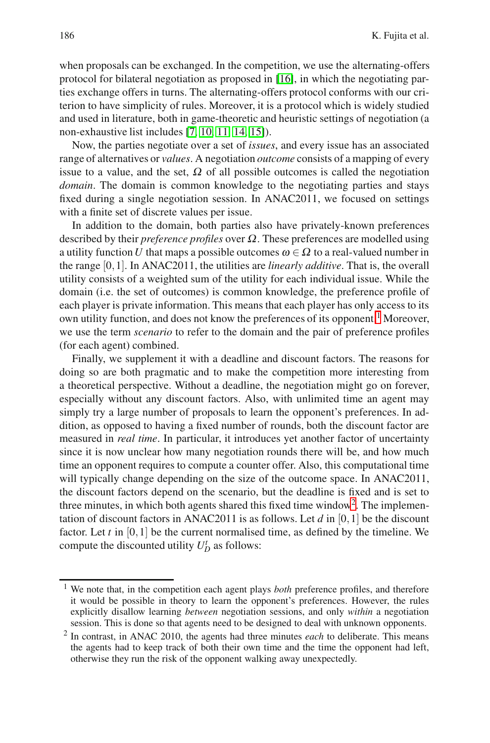when proposals can be exchanged. In the competition, we use the alternating-offers protocol for bilateral negotiation as proposed in [16], in which the negotiating parties exchange offers in turns. The alternating-offers protocol conforms with our criterion to have simplicity of rules. Moreover, it is a protocol which is widely studied and used in literature, both in game-theoretic and heuristic settings of negotiation (a non-exhaustive list includes [7, 10, 11, 14, 15]).

Now, the parties negotiate over a set of *issues*, and every issue has an associated range of alternatives or *values*. A negotiation *outcome* consists of a mapping of every issue to a value, and the set, $\Omega$ of all possible outcomes is called the negotiation *domain*. The domain is common knowledge to the negotiating parties and stays fixed during a single negotiation session. In ANAC2011, we focused on settings with a finite set of discrete values per issue.

In addition to the domain, both parties also have privately-known preferences described by their *preference profiles* over $\Omega$. These preferences are modelled using a utility function $U$ that maps a possible outcomes $\omega \in \Omega$ to a real-valued number in the range $[0,1]$. In ANAC2011, the utilities are *linearly additive*. That is, the overall utility consists of a weighted sum of the utility for each individual issue. While the domain (i.e. the set of outcomes) is common knowledge, the preference profile of each player is private information. This means that each player has only access to its own utility function, and does not know the preferences of its opponent.[1] Moreover, we use the term *scenario* to refer to the domain and the pair of preference profiles (for each agent) combined.

Finally, we supplement it with a deadline and discount factors. The reasons for doing so are both pragmatic and to make the competition more interesting from a theoretical perspective. Without a deadline, the negotiation might go on forever, especially without any discount factors. Also, with unlimited time an agent may simply try a large number of proposals to learn the opponent's preferences. In addition, as opposed to having a fixed number of rounds, both the discount factor are measured in *real time*. In particular, it introduces yet another factor of uncertainty since it is now unclear how many negotiation rounds there will be, and how much time an opponent requires to compute a counter offer. Also, this computational time will typically change depending on the size of the outcome space. In ANAC2011, the discount factors depend on the scenario, but the deadline is fixed and is set to three minutes, in which both agents shared this fixed time window[2]. The implementation of discount factors in ANAC2011 is as follows. Let $d$ in $[0,1]$ be the discount factor. Let $t$ in $[0,1]$ be the current normalised time, as defined by the timeline. We compute the discounted utility $U_D^t$ as follows:

---

[1] We note that, in the competition each agent plays *both* preference profiles, and therefore it would be possible in theory to learn the opponent's preferences. However, the rules explicitly disallow learning *between* negotiation sessions, and only *within* a negotiation session. This is done so that agents need to be designed to deal with unknown opponents.

[2] In contrast, in ANAC 2010, the agents had three minutes *each* to deliberate. This means the agents had to keep track of both their own time and the time the opponent had left, otherwise they run the risk of the opponent walking away unexpectedly.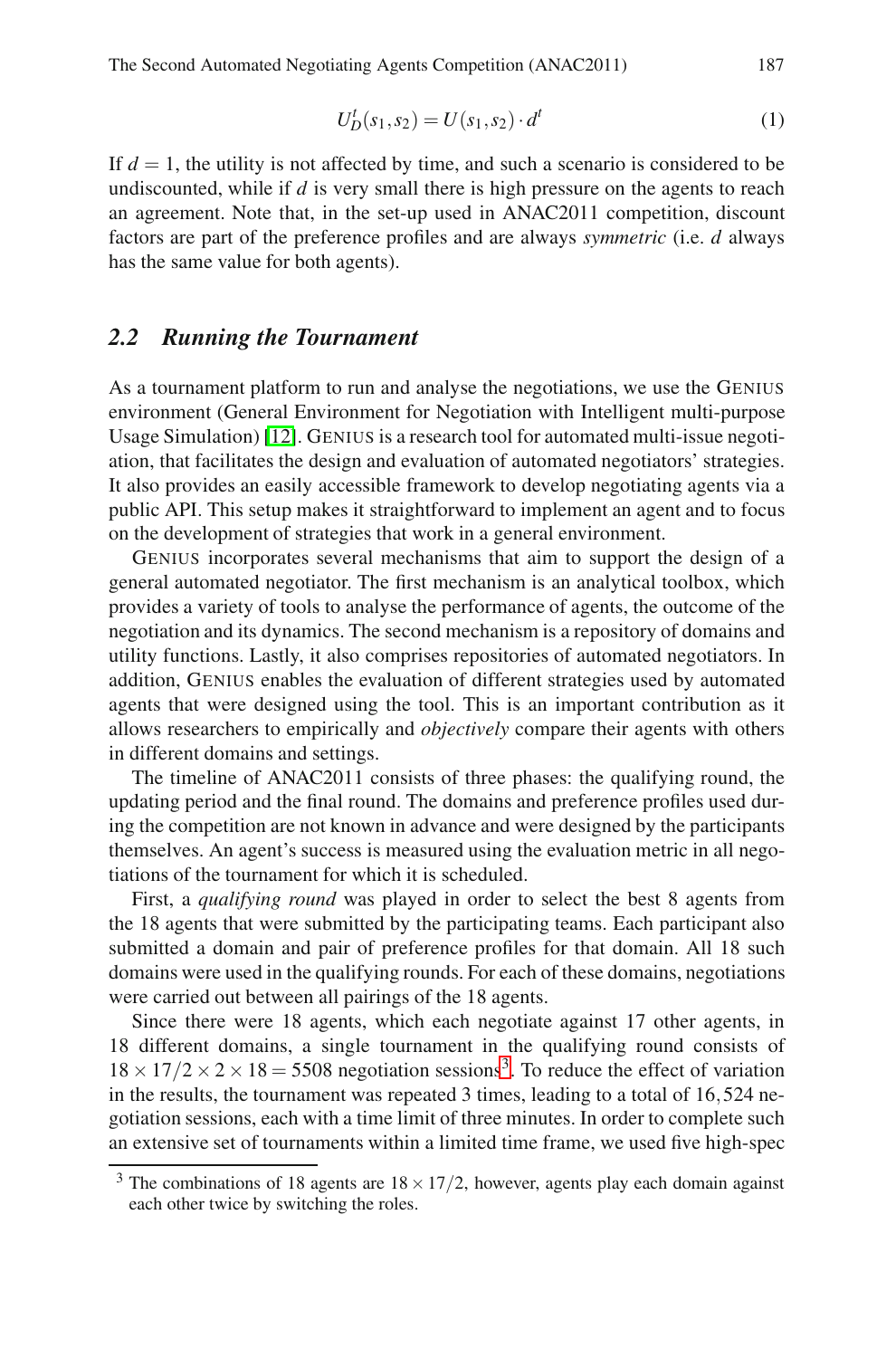$$U_D^t(s_1, s_2) = U(s_1, s_2) \cdot d^t \tag{1}$$

If $d = 1$, the utility is not affected by time, and such a scenario is considered to be undiscounted, while if $d$ is very small there is high pressure on the agents to reach an agreement. Note that, in the set-up used in ANAC2011 competition, discount factors are part of the preference profiles and are always *symmetric* (i.e. $d$ always has the same value for both agents).

### 2.2 Running the Tournament

As a tournament platform to run and analyse the negotiations, we use the GENIUS environment (General Environment for Negotiation with Intelligent multi-purpose Usage Simulation) [12]. GENIUS is a research tool for automated multi-issue negotiation, that facilitates the design and evaluation of automated negotiators' strategies. It also provides an easily accessible framework to develop negotiating agents via a public API. This setup makes it straightforward to implement an agent and to focus on the development of strategies that work in a general environment.

GENIUS incorporates several mechanisms that aim to support the design of a general automated negotiator. The first mechanism is an analytical toolbox, which provides a variety of tools to analyse the performance of agents, the outcome of the negotiation and its dynamics. The second mechanism is a repository of domains and utility functions. Lastly, it also comprises repositories of automated negotiators. In addition, GENIUS enables the evaluation of different strategies used by automated agents that were designed using the tool. This is an important contribution as it allows researchers to empirically and *objectively* compare their agents with others in different domains and settings.

The timeline of ANAC2011 consists of three phases: the qualifying round, the updating period and the final round. The domains and preference profiles used during the competition are not known in advance and were designed by the participants themselves. An agent's success is measured using the evaluation metric in all negotiations of the tournament for which it is scheduled.

First, a *qualifying round* was played in order to select the best 8 agents from the 18 agents that were submitted by the participating teams. Each participant also submitted a domain and pair of preference profiles for that domain. All 18 such domains were used in the qualifying rounds. For each of these domains, negotiations were carried out between all pairings of the 18 agents.

Since there were 18 agents, which each negotiate against 17 other agents, in 18 different domains, a single tournament in the qualifying round consists of $18 \times 17/2 \times 2 \times 18 = 5508$ negotiation sessions[3]. To reduce the effect of variation in the results, the tournament was repeated 3 times, leading to a total of 16,524 negotiation sessions, each with a time limit of three minutes. In order to complete such an extensive set of tournaments within a limited time frame, we used five high-spec

[3] The combinations of 18 agents are $18 \times 17/2$, however, agents play each domain against each other twice by switching the roles.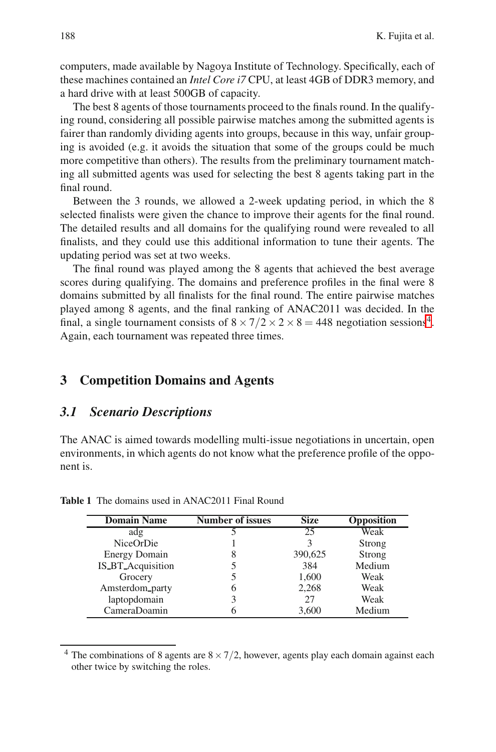computers, made available by Nagoya Institute of Technology. Specifically, each of these machines contained an *Intel Core i7* CPU, at least 4GB of DDR3 memory, and a hard drive with at least 500GB of capacity.

The best 8 agents of those tournaments proceed to the finals round. In the qualifying round, considering all possible pairwise matches among the submitted agents is fairer than randomly dividing agents into groups, because in this way, unfair grouping is avoided (e.g. it avoids the situation that some of the groups could be much more competitive than others). The results from the preliminary tournament matching all submitted agents was used for selecting the best 8 agents taking part in the final round.

Between the 3 rounds, we allowed a 2-week updating period, in which the 8 selected finalists were given the chance to improve their agents for the final round. The detailed results and all domains for the qualifying round were revealed to all finalists, and they could use this additional information to tune their agents. The updating period was set at two weeks.

The final round was played among the 8 agents that achieved the best average scores during qualifying. The domains and preference profiles in the final were 8 domains submitted by all finalists for the final round. The entire pairwise matches played among 8 agents, and the final ranking of ANAC2011 was decided. In the final, a single tournament consists of $8 \times 7/2 \times 2 \times 8 = 448$ negotiation sessions[4]. Again, each tournament was repeated three times.

## 3 Competition Domains and Agents

### 3.1 Scenario Descriptions

The ANAC is aimed towards modelling multi-issue negotiations in uncertain, open environments, in which agents do not know what the preference profile of the opponent is.

**Table 1** The domains used in ANAC2011 Final Round

| Domain Name | Number of issues | Size | Opposition |
|---|---|---|---|
| adg | 5 | 25 | Weak |
| NiceOrDie | 1 | 3 | Strong |
| Energy Domain | 8 | 390,625 | Strong |
| IS_BT_Acquisition | 5 | 384 | Medium |
| Grocery | 5 | 1,600 | Weak |
| Amsterdom_party | 6 | 2,268 | Weak |
| laptopdomain | 3 | 27 | Weak |
| CameraDoamin | 6 | 3,600 | Medium |

[4] The combinations of 8 agents are $8 \times 7/2$, however, agents play each domain against each other twice by switching the roles.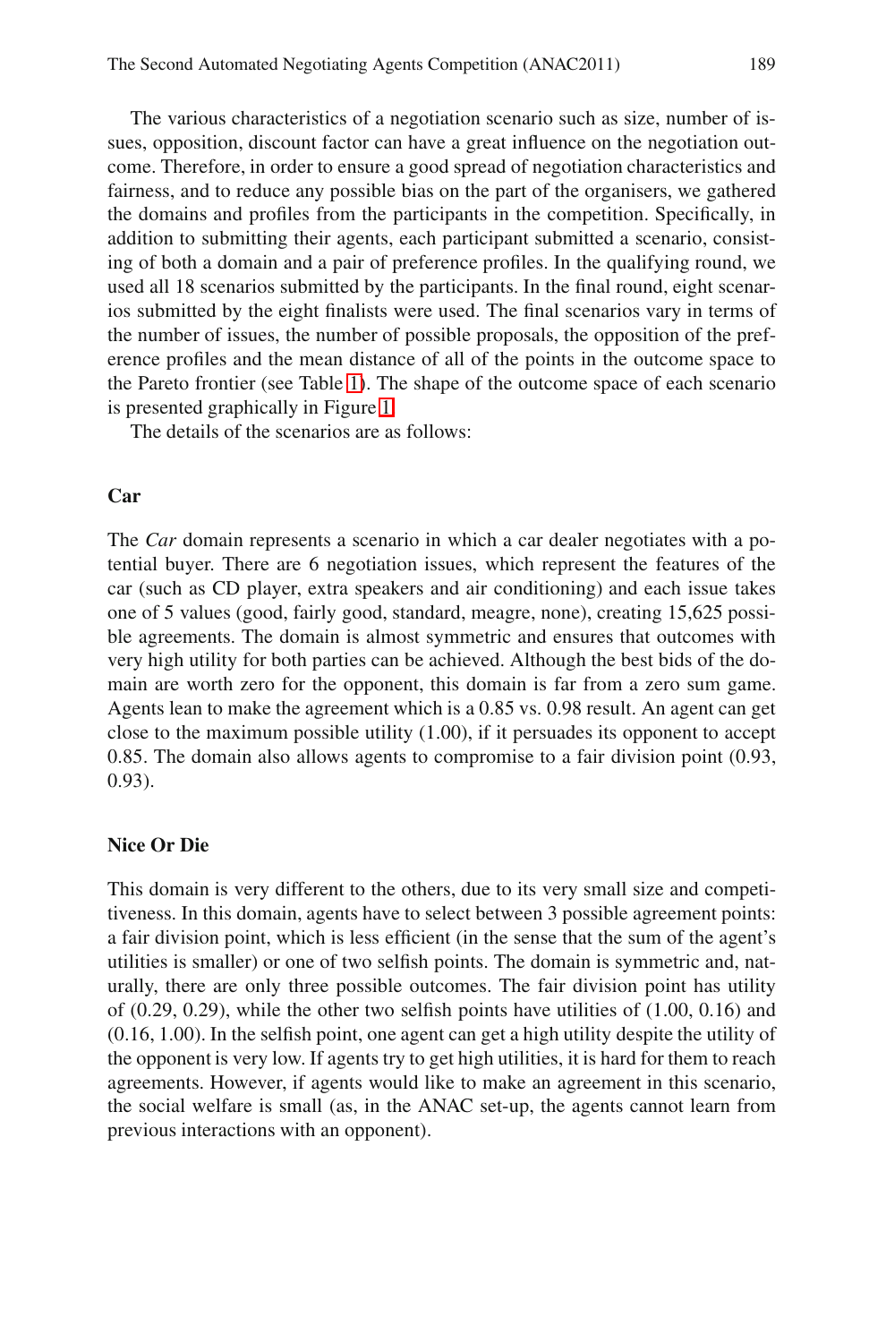The various characteristics of a negotiation scenario such as size, number of issues, opposition, discount factor can have a great influence on the negotiation outcome. Therefore, in order to ensure a good spread of negotiation characteristics and fairness, and to reduce any possible bias on the part of the organisers, we gathered the domains and profiles from the participants in the competition. Specifically, in addition to submitting their agents, each participant submitted a scenario, consisting of both a domain and a pair of preference profiles. In the qualifying round, we used all 18 scenarios submitted by the participants. In the final round, eight scenarios submitted by the eight finalists were used. The final scenarios vary in terms of the number of issues, the number of possible proposals, the opposition of the preference profiles and the mean distance of all of the points in the outcome space to the Pareto frontier (see Table 1). The shape of the outcome space of each scenario is presented graphically in Figure 1.

The details of the scenarios are as follows:

### Car

The *Car* domain represents a scenario in which a car dealer negotiates with a potential buyer. There are 6 negotiation issues, which represent the features of the car (such as CD player, extra speakers and air conditioning) and each issue takes one of 5 values (good, fairly good, standard, meagre, none), creating 15,625 possible agreements. The domain is almost symmetric and ensures that outcomes with very high utility for both parties can be achieved. Although the best bids of the domain are worth zero for the opponent, this domain is far from a zero sum game. Agents lean to make the agreement which is a 0.85 vs. 0.98 result. An agent can get close to the maximum possible utility (1.00), if it persuades its opponent to accept 0.85. The domain also allows agents to compromise to a fair division point (0.93, 0.93).

### Nice Or Die

This domain is very different to the others, due to its very small size and competitiveness. In this domain, agents have to select between 3 possible agreement points: a fair division point, which is less efficient (in the sense that the sum of the agent's utilities is smaller) or one of two selfish points. The domain is symmetric and, naturally, there are only three possible outcomes. The fair division point has utility of (0.29, 0.29), while the other two selfish points have utilities of (1.00, 0.16) and (0.16, 1.00). In the selfish point, one agent can get a high utility despite the utility of the opponent is very low. If agents try to get high utilities, it is hard for them to reach agreements. However, if agents would like to make an agreement in this scenario, the social welfare is small (as, in the ANAC set-up, the agents cannot learn from previous interactions with an opponent).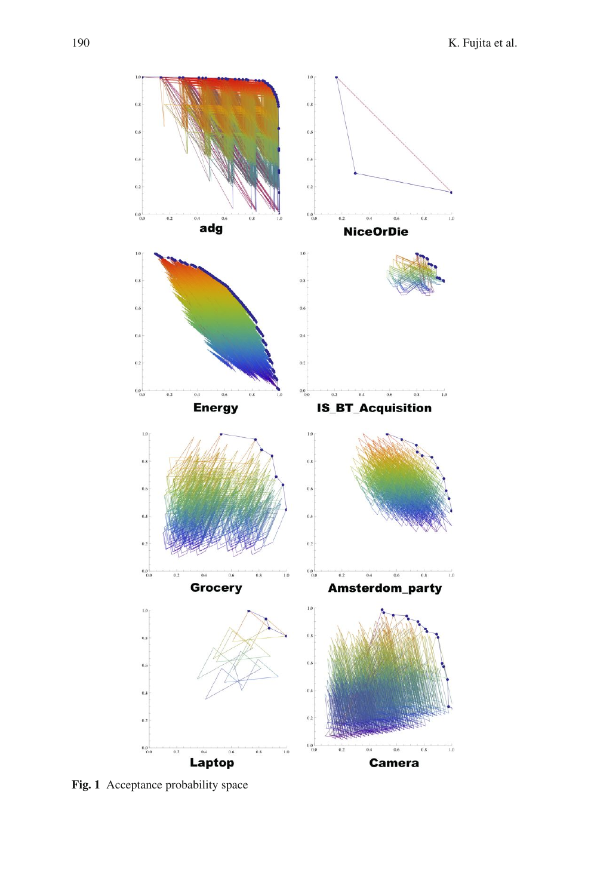**Fig. 1** Acceptance probability space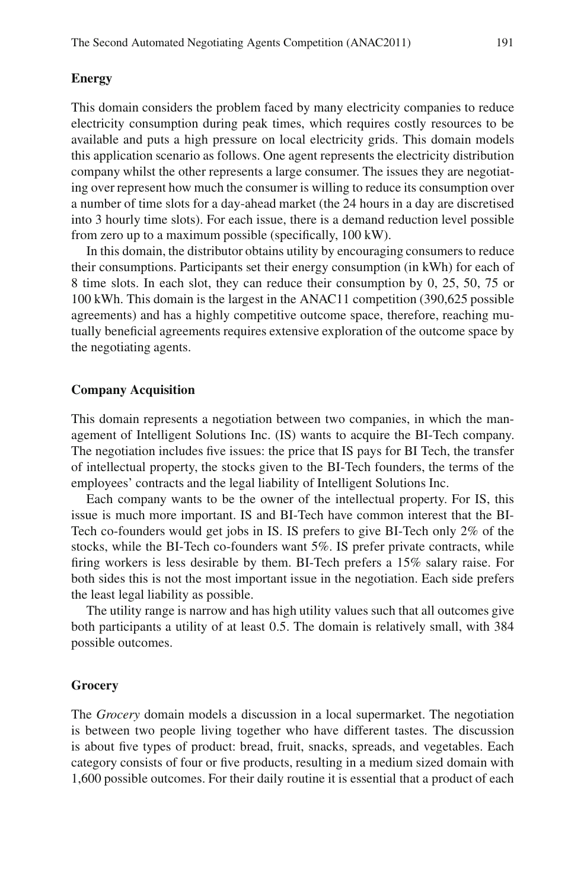### Energy

This domain considers the problem faced by many electricity companies to reduce electricity consumption during peak times, which requires costly resources to be available and puts a high pressure on local electricity grids. This domain models this application scenario as follows. One agent represents the electricity distribution company whilst the other represents a large consumer. The issues they are negotiating over represent how much the consumer is willing to reduce its consumption over a number of time slots for a day-ahead market (the 24 hours in a day are discretised into 3 hourly time slots). For each issue, there is a demand reduction level possible from zero up to a maximum possible (specifically, 100 kW).

In this domain, the distributor obtains utility by encouraging consumers to reduce their consumptions. Participants set their energy consumption (in kWh) for each of 8 time slots. In each slot, they can reduce their consumption by 0, 25, 50, 75 or 100 kWh. This domain is the largest in the ANAC11 competition (390,625 possible agreements) and has a highly competitive outcome space, therefore, reaching mutually beneficial agreements requires extensive exploration of the outcome space by the negotiating agents.

### Company Acquisition

This domain represents a negotiation between two companies, in which the management of Intelligent Solutions Inc. (IS) wants to acquire the BI-Tech company. The negotiation includes five issues: the price that IS pays for BI Tech, the transfer of intellectual property, the stocks given to the BI-Tech founders, the terms of the employees' contracts and the legal liability of Intelligent Solutions Inc.

Each company wants to be the owner of the intellectual property. For IS, this issue is much more important. IS and BI-Tech have common interest that the BI-Tech co-founders would get jobs in IS. IS prefers to give BI-Tech only 2% of the stocks, while the BI-Tech co-founders want 5%. IS prefer private contracts, while firing workers is less desirable by them. BI-Tech prefers a 15% salary raise. For both sides this is not the most important issue in the negotiation. Each side prefers the least legal liability as possible.

The utility range is narrow and has high utility values such that all outcomes give both participants a utility of at least 0.5. The domain is relatively small, with 384 possible outcomes.

### Grocery

The *Grocery* domain models a discussion in a local supermarket. The negotiation is between two people living together who have different tastes. The discussion is about five types of product: bread, fruit, snacks, spreads, and vegetables. Each category consists of four or five products, resulting in a medium sized domain with 1,600 possible outcomes. For their daily routine it is essential that a product of each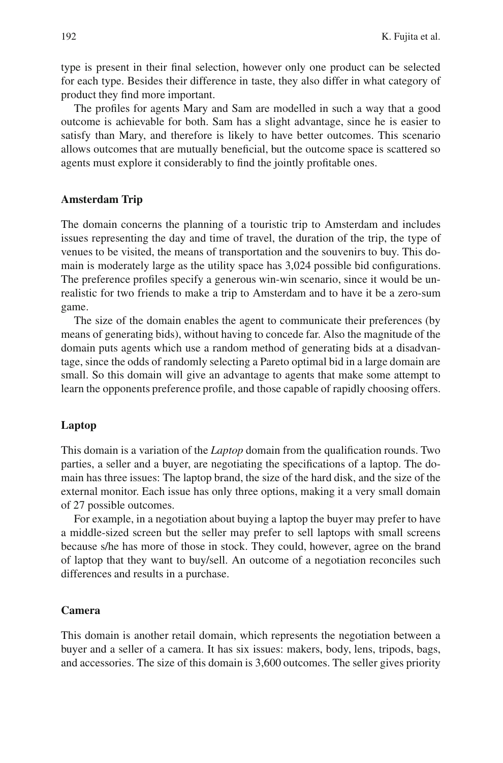type is present in their final selection, however only one product can be selected for each type. Besides their difference in taste, they also differ in what category of product they find more important.

The profiles for agents Mary and Sam are modelled in such a way that a good outcome is achievable for both. Sam has a slight advantage, since he is easier to satisfy than Mary, and therefore is likely to have better outcomes. This scenario allows outcomes that are mutually beneficial, but the outcome space is scattered so agents must explore it considerably to find the jointly profitable ones.

**Amsterdam Trip**

The domain concerns the planning of a touristic trip to Amsterdam and includes issues representing the day and time of travel, the duration of the trip, the type of venues to be visited, the means of transportation and the souvenirs to buy. This domain is moderately large as the utility space has 3,024 possible bid configurations. The preference profiles specify a generous win-win scenario, since it would be unrealistic for two friends to make a trip to Amsterdam and to have it be a zero-sum game.

The size of the domain enables the agent to communicate their preferences (by means of generating bids), without having to concede far. Also the magnitude of the domain puts agents which use a random method of generating bids at a disadvantage, since the odds of randomly selecting a Pareto optimal bid in a large domain are small. So this domain will give an advantage to agents that make some attempt to learn the opponents preference profile, and those capable of rapidly choosing offers.

**Laptop**

This domain is a variation of the *Laptop* domain from the qualification rounds. Two parties, a seller and a buyer, are negotiating the specifications of a laptop. The domain has three issues: The laptop brand, the size of the hard disk, and the size of the external monitor. Each issue has only three options, making it a very small domain of 27 possible outcomes.

For example, in a negotiation about buying a laptop the buyer may prefer to have a middle-sized screen but the seller may prefer to sell laptops with small screens because s/he has more of those in stock. They could, however, agree on the brand of laptop that they want to buy/sell. An outcome of a negotiation reconciles such differences and results in a purchase.

**Camera**

This domain is another retail domain, which represents the negotiation between a buyer and a seller of a camera. It has six issues: makers, body, lens, tripods, bags, and accessories. The size of this domain is 3,600 outcomes. The seller gives priority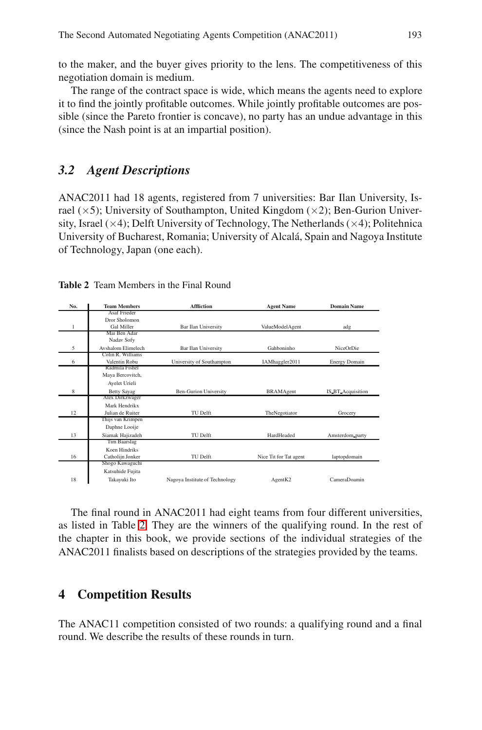to the maker, and the buyer gives priority to the lens. The competitiveness of this negotiation domain is medium.

The range of the contract space is wide, which means the agents need to explore it to find the jointly profitable outcomes. While jointly profitable outcomes are possible (since the Pareto frontier is concave), no party has an undue advantage in this (since the Nash point is at an impartial position).

### *3.2 Agent Descriptions*

ANAC2011 had 18 agents, registered from 7 universities: Bar Ilan University, Israel (×5); University of Southampton, United Kingdom (×2); Ben-Gurion University, Israel (×4); Delft University of Technology, The Netherlands (×4); Politehnica University of Bucharest, Romania; University of Alcalá, Spain and Nagoya Institute of Technology, Japan (one each).

**Table 2** Team Members in the Final Round

| No. | Team Members | Affliction | Agent Name | Domain Name |
|---|---|---|---|---|
| 1 | Asaf Frieder<br>Dror Sholomon<br>Gal Miller | Bar Ilan University | ValueModelAgent | adg |
| 5 | Mai Ben Adar<br>Nadav Sofy<br>Avshalom Elimelech | Bar Ilan University | Gahboninho | NiceOrDie |
| 6 | Colin R. Williams<br>Valentin Robu | University of Southampton | IAMhaggler2011 | Energy Domain |
| 8 | Radmila Fishel<br>Maya Bercovitch,<br>Ayelet Urieli<br>Betty Sayag | Ben-Gurion University | BRAMAgent | IS_BT_Acquisition |
| 12 | Alex Dirkzwager<br>Mark Hendrikx<br>Julian de Ruiter | TU Delft | TheNegotiator | Grocery |
| 13 | Thijs van Krimpen<br>Daphne Looije<br>Siamak Hajizadeh | TU Delft | HardHeaded | Amsterdom_party |
| 16 | Tim Baarslag<br>Koen Hindriks<br>Catholijn Jonker | TU Delft | Nice Tit for Tat agent | laptopdomain |
| 18 | Shogo Kawaguchi<br>Katsuhide Fujita<br>Takayuki Ito | Nagoya Institute of Technology | AgentK2 | CameraDoamin |

The final round in ANAC2011 had eight teams from four different universities, as listed in Table 2. They are the winners of the qualifying round. In the rest of the chapter in this book, we provide sections of the individual strategies of the ANAC2011 finalists based on descriptions of the strategies provided by the teams.

## 4 Competition Results

The ANAC11 competition consisted of two rounds: a qualifying round and a final round. We describe the results of these rounds in turn.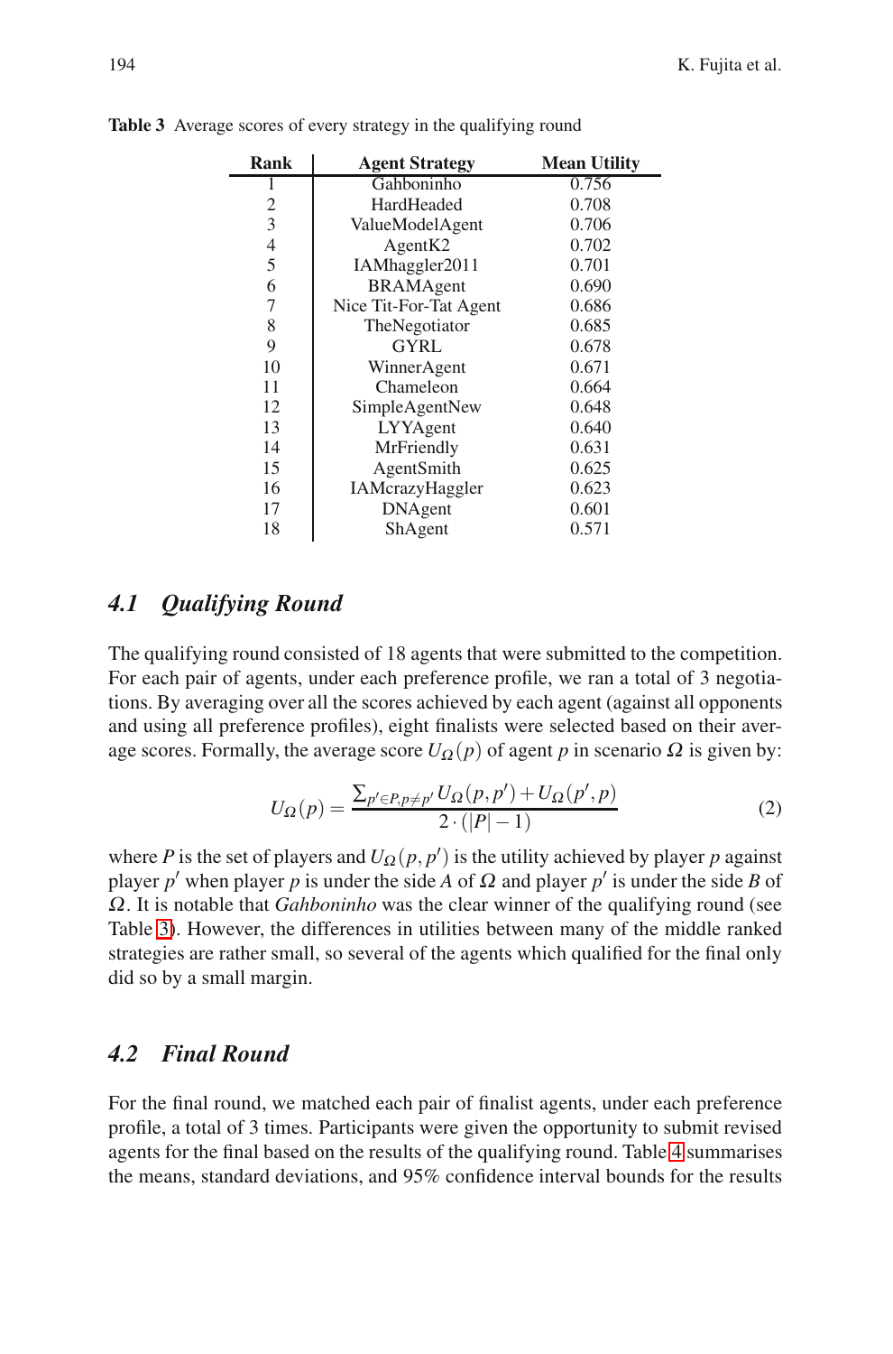**Table 3** Average scores of every strategy in the qualifying round

| Rank | Agent Strategy | Mean Utility |
|---|---|---|
| 1 | Gahboninho | 0.756 |
| 2 | HardHeaded | 0.708 |
| 3 | ValueModelAgent | 0.706 |
| 4 | AgentK2 | 0.702 |
| 5 | IAMhaggler2011 | 0.701 |
| 6 | BRAMAgent | 0.690 |
| 7 | Nice Tit-For-Tat Agent | 0.686 |
| 8 | TheNegotiator | 0.685 |
| 9 | GYRL | 0.678 |
| 10 | WinnerAgent | 0.671 |
| 11 | Chameleon | 0.664 |
| 12 | SimpleAgentNew | 0.648 |
| 13 | LYYAgent | 0.640 |
| 14 | MrFriendly | 0.631 |
| 15 | AgentSmith | 0.625 |
| 16 | IAMcrazyHaggler | 0.623 |
| 17 | DNAgent | 0.601 |
| 18 | ShAgent | 0.571 |

## 4.1 Qualifying Round

The qualifying round consisted of 18 agents that were submitted to the competition. For each pair of agents, under each preference profile, we ran a total of 3 negotiations. By averaging over all the scores achieved by each agent (against all opponents and using all preference profiles), eight finalists were selected based on their average scores. Formally, the average score $U_\Omega(p)$ of agent $p$ in scenario $\Omega$ is given by:

$$U_\Omega(p) = \frac{\sum_{p' \in P, p \neq p'} U_\Omega(p, p') + U_\Omega(p', p)}{2 \cdot (|P| - 1)} \tag{2}$$

where $P$ is the set of players and $U_\Omega(p, p')$ is the utility achieved by player $p$ against player $p'$ when player $p$ is under the side $A$ of $\Omega$ and player $p'$ is under the side $B$ of $\Omega$. It is notable that *Gahboninho* was the clear winner of the qualifying round (see Table 3). However, the differences in utilities between many of the middle ranked strategies are rather small, so several of the agents which qualified for the final only did so by a small margin.

## 4.2 Final Round

For the final round, we matched each pair of finalist agents, under each preference profile, a total of 3 times. Participants were given the opportunity to submit revised agents for the final based on the results of the qualifying round. Table 4 summarises the means, standard deviations, and 95% confidence interval bounds for the results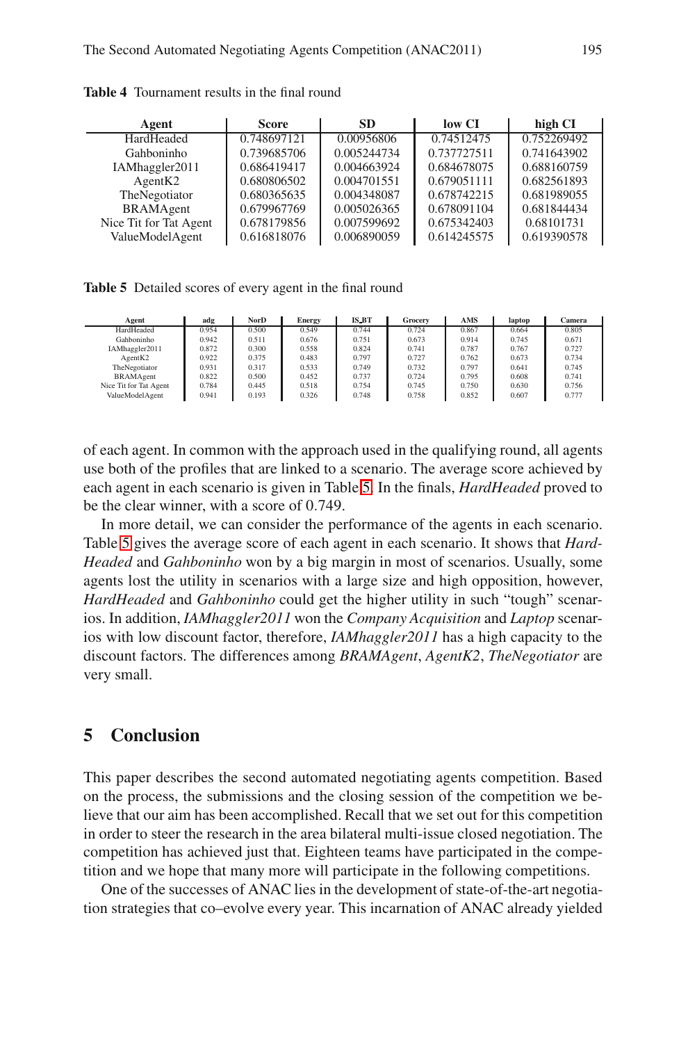**Table 4** Tournament results in the final round

| Agent | Score | SD | low CI | high CI |
|---|---|---|---|---|
| HardHeaded | 0.748697121 | 0.00956806 | 0.74512475 | 0.752269492 |
| Gahboninho | 0.739685706 | 0.005244734 | 0.737727511 | 0.741643902 |
| IAMhaggler2011 | 0.686419417 | 0.004663924 | 0.684678075 | 0.688160759 |
| AgentK2 | 0.680806502 | 0.004701551 | 0.679051111 | 0.682561893 |
| TheNegotiator | 0.680365635 | 0.004348087 | 0.678742215 | 0.681989055 |
| BRAMAgent | 0.679967769 | 0.005026365 | 0.678091104 | 0.681844434 |
| Nice Tit for Tat Agent | 0.678179856 | 0.007599692 | 0.675342403 | 0.68101731 |
| ValueModelAgent | 0.616818076 | 0.006890059 | 0.614245575 | 0.619390578 |

**Table 5** Detailed scores of every agent in the final round

| Agent | adg | NorD | Energy | IS_BT | Grocery | AMS | laptop | Camera |
|---|---|---|---|---|---|---|---|---|
| HardHeaded | 0.954 | 0.500 | 0.549 | 0.744 | 0.724 | 0.867 | 0.664 | 0.805 |
| Gahboninho | 0.942 | 0.511 | 0.676 | 0.751 | 0.673 | 0.914 | 0.745 | 0.671 |
| IAMhaggler2011 | 0.872 | 0.300 | 0.558 | 0.824 | 0.741 | 0.787 | 0.767 | 0.727 |
| AgentK2 | 0.922 | 0.375 | 0.483 | 0.797 | 0.727 | 0.762 | 0.673 | 0.734 |
| TheNegotiator | 0.931 | 0.317 | 0.533 | 0.749 | 0.732 | 0.797 | 0.641 | 0.745 |
| BRAMAgent | 0.822 | 0.500 | 0.452 | 0.737 | 0.724 | 0.795 | 0.608 | 0.741 |
| Nice Tit for Tat Agent | 0.784 | 0.445 | 0.518 | 0.754 | 0.745 | 0.750 | 0.630 | 0.756 |
| ValueModelAgent | 0.941 | 0.193 | 0.326 | 0.748 | 0.758 | 0.852 | 0.607 | 0.777 |

of each agent. In common with the approach used in the qualifying round, all agents use both of the profiles that are linked to a scenario. The average score achieved by each agent in each scenario is given in Table 5. In the finals, *HardHeaded* proved to be the clear winner, with a score of 0.749.

In more detail, we can consider the performance of the agents in each scenario. Table 5 gives the average score of each agent in each scenario. It shows that *HardHeaded* and *Gahboninho* won by a big margin in most of scenarios. Usually, some agents lost the utility in scenarios with a large size and high opposition, however, *HardHeaded* and *Gahboninho* could get the higher utility in such "tough" scenarios. In addition, *IAMhaggler2011* won the *Company Acquisition* and *Laptop* scenarios with low discount factor, therefore, *IAMhaggler2011* has a high capacity to the discount factors. The differences among *BRAMAgent*, *AgentK2*, *TheNegotiator* are very small.

## 5 Conclusion

This paper describes the second automated negotiating agents competition. Based on the process, the submissions and the closing session of the competition we believe that our aim has been accomplished. Recall that we set out for this competition in order to steer the research in the area bilateral multi-issue closed negotiation. The competition has achieved just that. Eighteen teams have participated in the competition and we hope that many more will participate in the following competitions.

One of the successes of ANAC lies in the development of state-of-the-art negotiation strategies that co–evolve every year. This incarnation of ANAC already yielded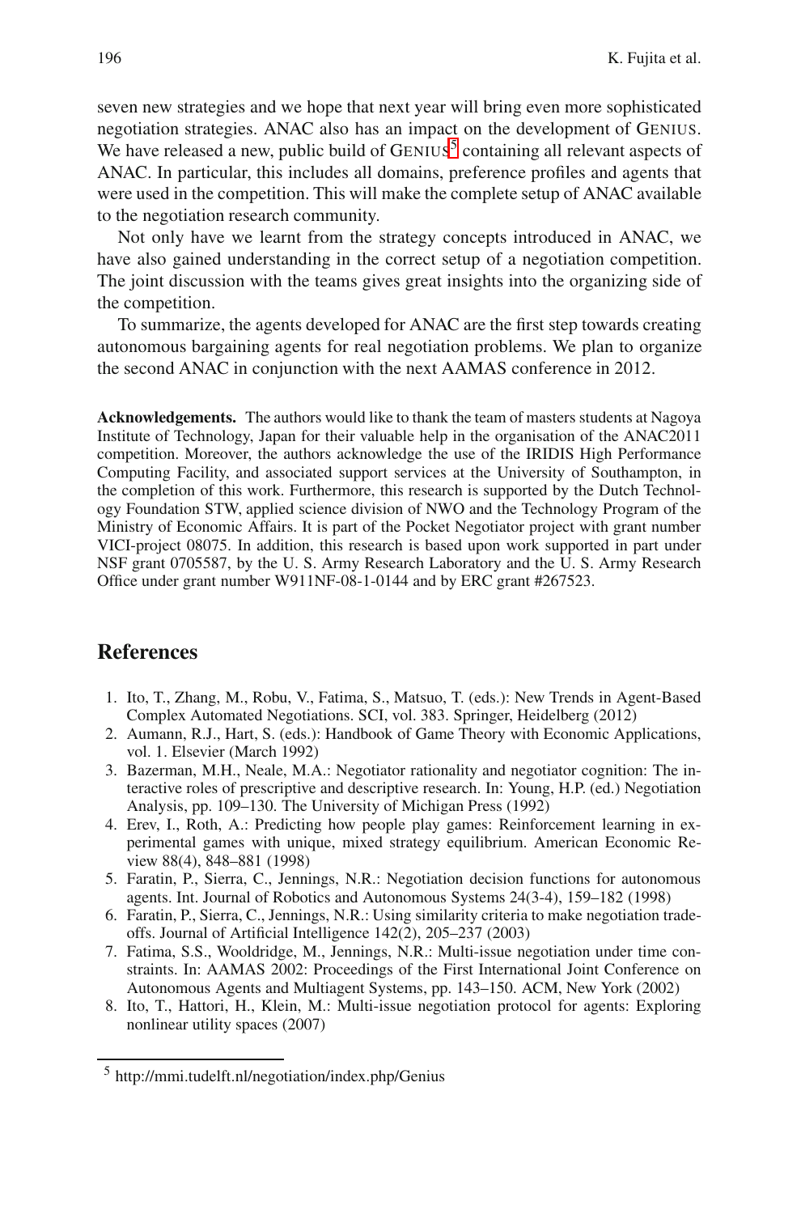seven new strategies and we hope that next year will bring even more sophisticated negotiation strategies. ANAC also has an impact on the development of GENIUS. We have released a new, public build of GENIUS[5] containing all relevant aspects of ANAC. In particular, this includes all domains, preference profiles and agents that were used in the competition. This will make the complete setup of ANAC available to the negotiation research community.

Not only have we learnt from the strategy concepts introduced in ANAC, we have also gained understanding in the correct setup of a negotiation competition. The joint discussion with the teams gives great insights into the organizing side of the competition.

To summarize, the agents developed for ANAC are the first step towards creating autonomous bargaining agents for real negotiation problems. We plan to organize the second ANAC in conjunction with the next AAMAS conference in 2012.

**Acknowledgements.** The authors would like to thank the team of masters students at Nagoya Institute of Technology, Japan for their valuable help in the organisation of the ANAC2011 competition. Moreover, the authors acknowledge the use of the IRIDIS High Performance Computing Facility, and associated support services at the University of Southampton, in the completion of this work. Furthermore, this research is supported by the Dutch Technology Foundation STW, applied science division of NWO and the Technology Program of the Ministry of Economic Affairs. It is part of the Pocket Negotiator project with grant number VICI-project 08075. In addition, this research is based upon work supported in part under NSF grant 0705587, by the U. S. Army Research Laboratory and the U. S. Army Research Office under grant number W911NF-08-1-0144 and by ERC grant #267523.

## References

1. Ito, T., Zhang, M., Robu, V., Fatima, S., Matsuo, T. (eds.): New Trends in Agent-Based Complex Automated Negotiations. SCI, vol. 383. Springer, Heidelberg (2012)
2. Aumann, R.J., Hart, S. (eds.): Handbook of Game Theory with Economic Applications, vol. 1. Elsevier (March 1992)
3. Bazerman, M.H., Neale, M.A.: Negotiator rationality and negotiator cognition: The interactive roles of prescriptive and descriptive research. In: Young, H.P. (ed.) Negotiation Analysis, pp. 109–130. The University of Michigan Press (1992)
4. Erev, I., Roth, A.: Predicting how people play games: Reinforcement learning in experimental games with unique, mixed strategy equilibrium. American Economic Review 88(4), 848–881 (1998)
5. Faratin, P., Sierra, C., Jennings, N.R.: Negotiation decision functions for autonomous agents. Int. Journal of Robotics and Autonomous Systems 24(3-4), 159–182 (1998)
6. Faratin, P., Sierra, C., Jennings, N.R.: Using similarity criteria to make negotiation tradeoffs. Journal of Artificial Intelligence 142(2), 205–237 (2003)
7. Fatima, S.S., Wooldridge, M., Jennings, N.R.: Multi-issue negotiation under time constraints. In: AAMAS 2002: Proceedings of the First International Joint Conference on Autonomous Agents and Multiagent Systems, pp. 143–150. ACM, New York (2002)
8. Ito, T., Hattori, H., Klein, M.: Multi-issue negotiation protocol for agents: Exploring nonlinear utility spaces (2007)

[5] http://mmi.tudelft.nl/negotiation/index.php/Genius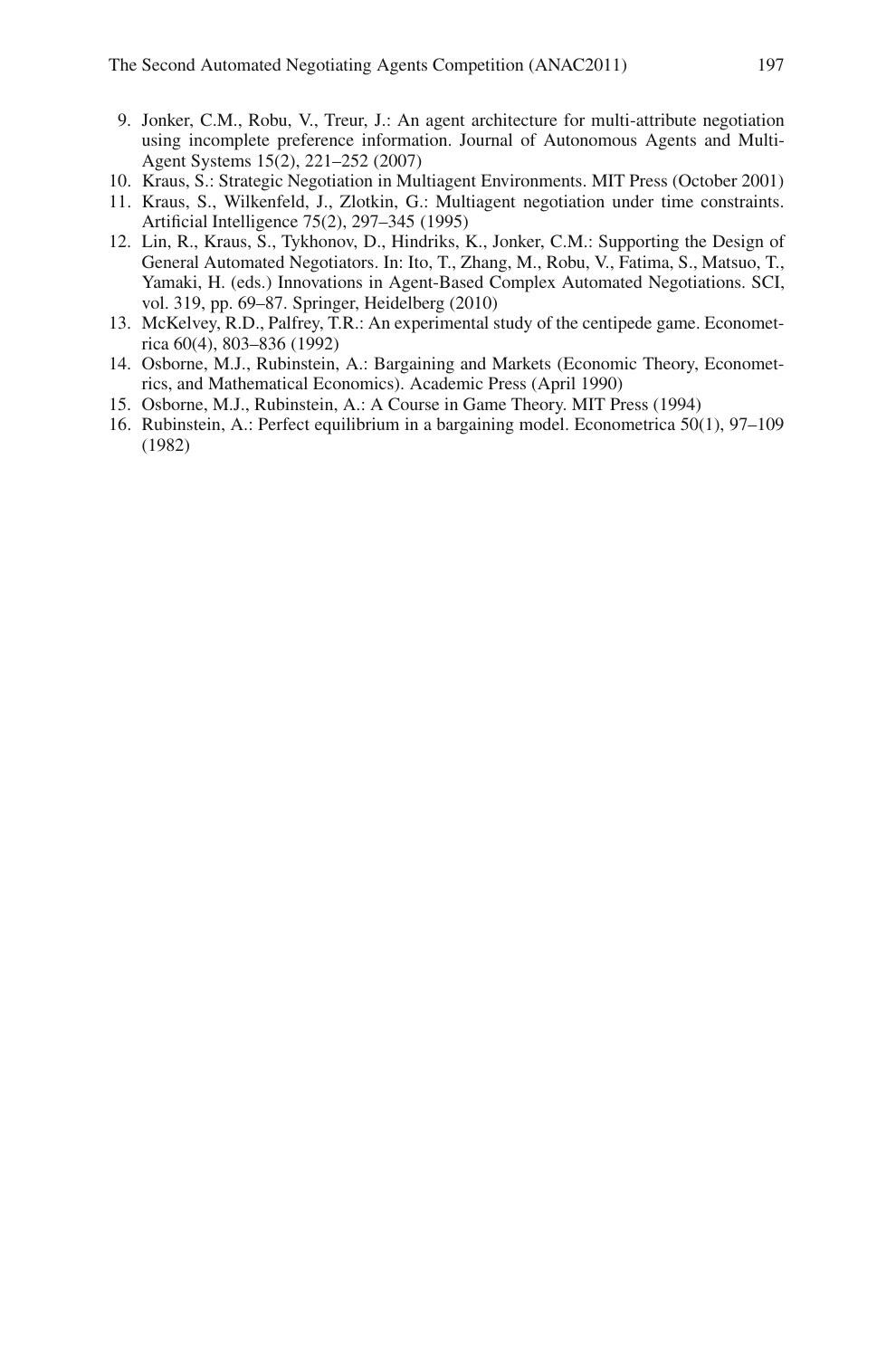9. Jonker, C.M., Robu, V., Treur, J.: An agent architecture for multi-attribute negotiation using incomplete preference information. Journal of Autonomous Agents and Multi-Agent Systems 15(2), 221–252 (2007)
10. Kraus, S.: Strategic Negotiation in Multiagent Environments. MIT Press (October 2001)
11. Kraus, S., Wilkenfeld, J., Zlotkin, G.: Multiagent negotiation under time constraints. Artificial Intelligence 75(2), 297–345 (1995)
12. Lin, R., Kraus, S., Tykhonov, D., Hindriks, K., Jonker, C.M.: Supporting the Design of General Automated Negotiators. In: Ito, T., Zhang, M., Robu, V., Fatima, S., Matsuo, T., Yamaki, H. (eds.) Innovations in Agent-Based Complex Automated Negotiations. SCI, vol. 319, pp. 69–87. Springer, Heidelberg (2010)
13. McKelvey, R.D., Palfrey, T.R.: An experimental study of the centipede game. Econometrica 60(4), 803–836 (1992)
14. Osborne, M.J., Rubinstein, A.: Bargaining and Markets (Economic Theory, Econometrics, and Mathematical Economics). Academic Press (April 1990)
15. Osborne, M.J., Rubinstein, A.: A Course in Game Theory. MIT Press (1994)
16. Rubinstein, A.: Perfect equilibrium in a bargaining model. Econometrica 50(1), 97–109 (1982)